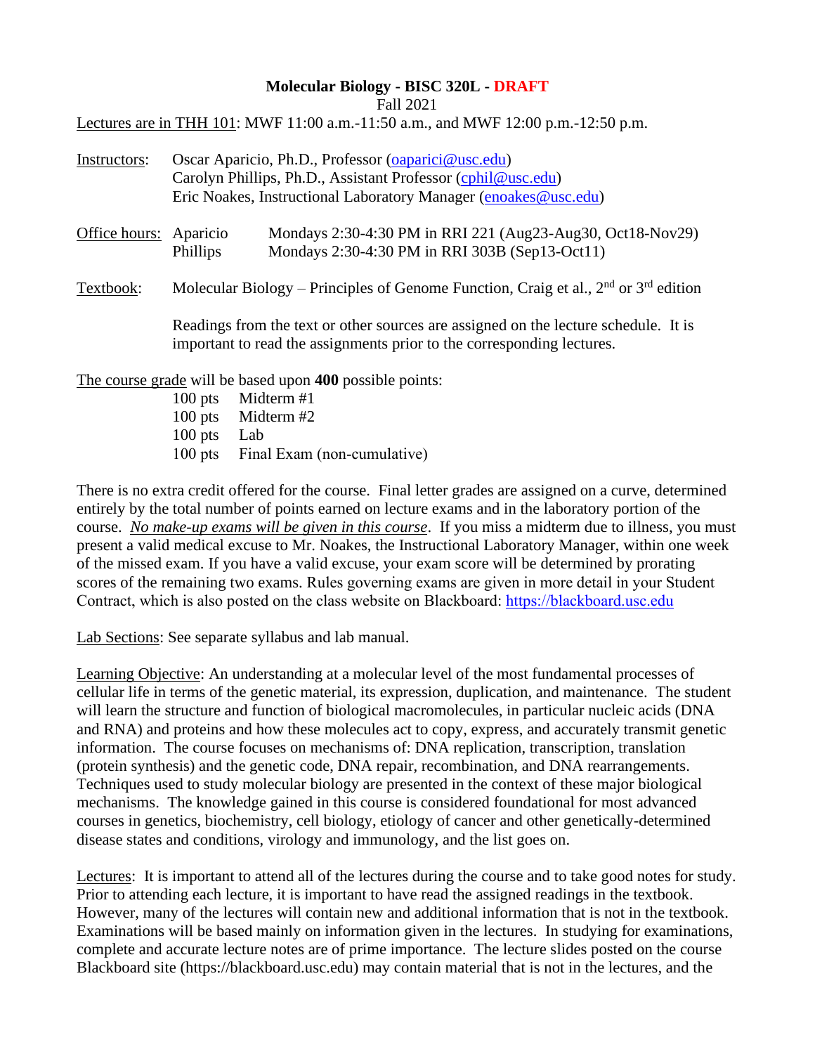# Molecular Biology - BISC 320L - DRAFT

Fall 2021

Lectures are in THH 101: MWF 11:00 a.m.-11:50 a.m., and MWF 12:00 p.m.-12:50 p.m.

Instructors: Oscar Aparicio, Ph.D., Professor (oaparici@usc.edu)
Carolyn Phillips, Ph.D., Assistant Professor (cphil@usc.edu)
Eric Noakes, Instructional Laboratory Manager (enoakes@usc.edu)

Office hours: Aparicio Mondays 2:30-4:30 PM in RRI 221 (Aug23-Aug30, Oct18-Nov29)
Phillips Mondays 2:30-4:30 PM in RRI 303B (Sep13-Oct11)

Textbook: Molecular Biology – Principles of Genome Function, Craig et al., 2nd or 3rd edition

Readings from the text or other sources are assigned on the lecture schedule. It is important to read the assignments prior to the corresponding lectures.

The course grade will be based upon **400** possible points:

100 pts Midterm #1
100 pts Midterm #2
100 pts Lab
100 pts Final Exam (non-cumulative)

There is no extra credit offered for the course. Final letter grades are assigned on a curve, determined entirely by the total number of points earned on lecture exams and in the laboratory portion of the course. *No make-up exams will be given in this course*. If you miss a midterm due to illness, you must present a valid medical excuse to Mr. Noakes, the Instructional Laboratory Manager, within one week of the missed exam. If you have a valid excuse, your exam score will be determined by prorating scores of the remaining two exams. Rules governing exams are given in more detail in your Student Contract, which is also posted on the class website on Blackboard: https://blackboard.usc.edu

Lab Sections: See separate syllabus and lab manual.

Learning Objective: An understanding at a molecular level of the most fundamental processes of cellular life in terms of the genetic material, its expression, duplication, and maintenance. The student will learn the structure and function of biological macromolecules, in particular nucleic acids (DNA and RNA) and proteins and how these molecules act to copy, express, and accurately transmit genetic information. The course focuses on mechanisms of: DNA replication, transcription, translation (protein synthesis) and the genetic code, DNA repair, recombination, and DNA rearrangements. Techniques used to study molecular biology are presented in the context of these major biological mechanisms. The knowledge gained in this course is considered foundational for most advanced courses in genetics, biochemistry, cell biology, etiology of cancer and other genetically-determined disease states and conditions, virology and immunology, and the list goes on.

Lectures: It is important to attend all of the lectures during the course and to take good notes for study. Prior to attending each lecture, it is important to have read the assigned readings in the textbook. However, many of the lectures will contain new and additional information that is not in the textbook. Examinations will be based mainly on information given in the lectures. In studying for examinations, complete and accurate lecture notes are of prime importance. The lecture slides posted on the course Blackboard site (https://blackboard.usc.edu) may contain material that is not in the lectures, and the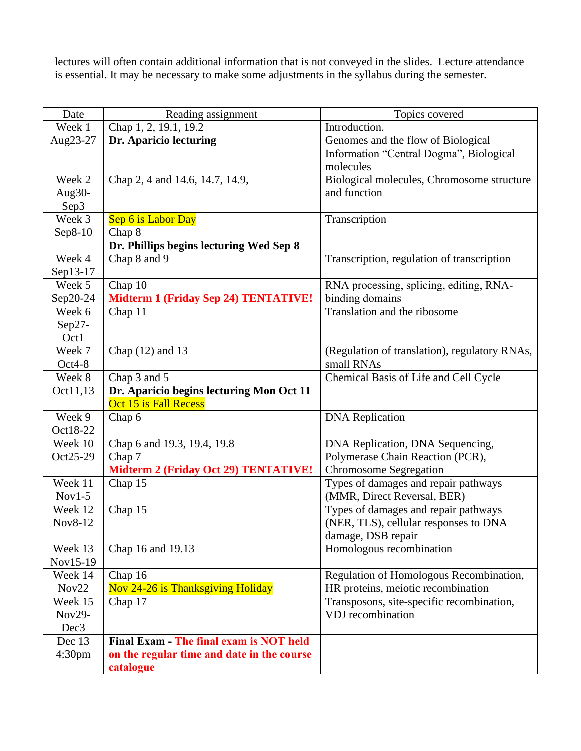lectures will often contain additional information that is not conveyed in the slides. Lecture attendance is essential. It may be necessary to make some adjustments in the syllabus during the semester.

| Date | Reading assignment | Topics covered |
|---|---|---|
| Week 1 Aug23-27 | Chap 1, 2, 19.1, 19.2 **Dr. Aparicio lecturing** | Introduction. Genomes and the flow of Biological Information "Central Dogma", Biological molecules |
| Week 2 Aug30-Sep3 | Chap 2, 4 and 14.6, 14.7, 14.9, | Biological molecules, Chromosome structure and function |
| Week 3 Sep8-10 | Sep 6 is Labor Day Chap 8 **Dr. Phillips begins lecturing Wed Sep 8** | Transcription |
| Week 4 Sep13-17 | Chap 8 and 9 | Transcription, regulation of transcription |
| Week 5 Sep20-24 | Chap 10 **Midterm 1 (Friday Sep 24) TENTATIVE!** | RNA processing, splicing, editing, RNA-binding domains |
| Week 6 Sep27-Oct1 | Chap 11 | Translation and the ribosome |
| Week 7 Oct4-8 | Chap (12) and 13 | (Regulation of translation), regulatory RNAs, small RNAs |
| Week 8 Oct11,13 | Chap 3 and 5 **Dr. Aparicio begins lecturing Mon Oct 11** Oct 15 is Fall Recess | Chemical Basis of Life and Cell Cycle |
| Week 9 Oct18-22 | Chap 6 | DNA Replication |
| Week 10 Oct25-29 | Chap 6 and 19.3, 19.4, 19.8 Chap 7 **Midterm 2 (Friday Oct 29) TENTATIVE!** | DNA Replication, DNA Sequencing, Polymerase Chain Reaction (PCR), Chromosome Segregation |
| Week 11 Nov1-5 | Chap 15 | Types of damages and repair pathways (MMR, Direct Reversal, BER) |
| Week 12 Nov8-12 | Chap 15 | Types of damages and repair pathways (NER, TLS), cellular responses to DNA damage, DSB repair |
| Week 13 Nov15-19 | Chap 16 and 19.13 | Homologous recombination |
| Week 14 Nov22 | Chap 16 Nov 24-26 is Thanksgiving Holiday | Regulation of Homologous Recombination, HR proteins, meiotic recombination |
| Week 15 Nov29-Dec3 | Chap 17 | Transposons, site-specific recombination, VDJ recombination |
| Dec 13 4:30pm | **Final Exam - The final exam is NOT held on the regular time and date in the course catalogue** | |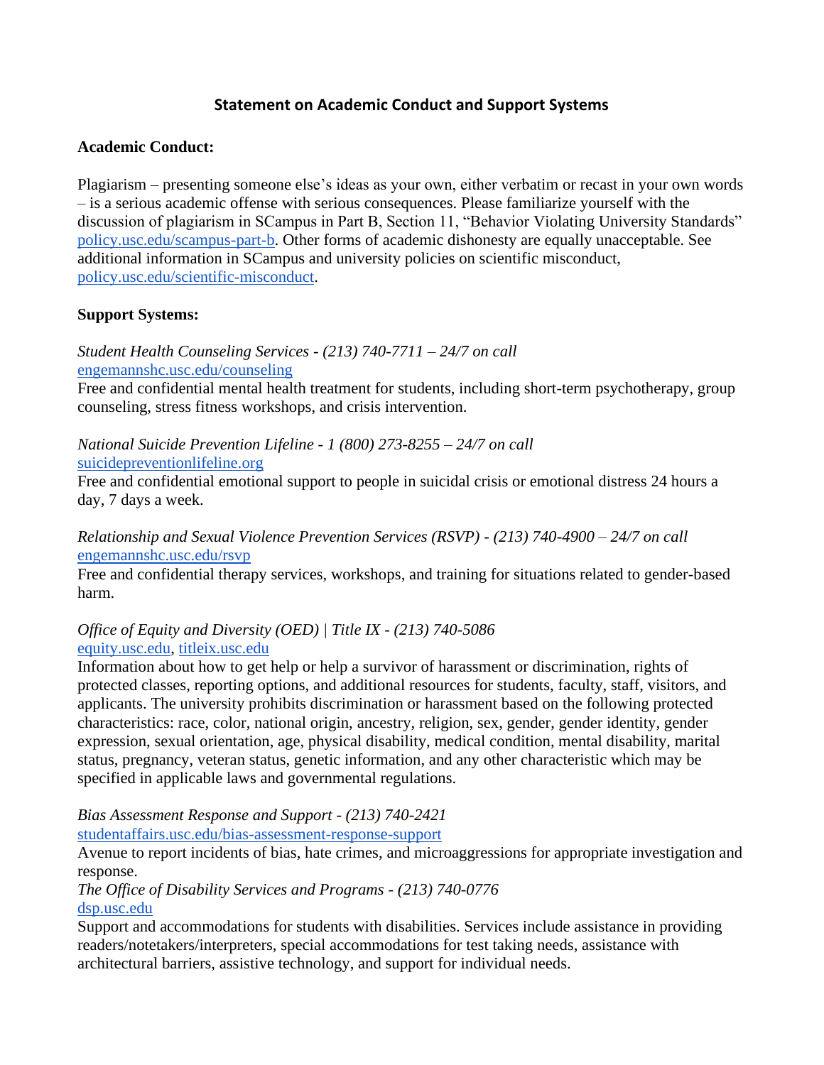## Statement on Academic Conduct and Support Systems

**Academic Conduct:**

Plagiarism – presenting someone else's ideas as your own, either verbatim or recast in your own words – is a serious academic offense with serious consequences. Please familiarize yourself with the discussion of plagiarism in SCampus in Part B, Section 11, "Behavior Violating University Standards" policy.usc.edu/scampus-part-b. Other forms of academic dishonesty are equally unacceptable. See additional information in SCampus and university policies on scientific misconduct, policy.usc.edu/scientific-misconduct.

**Support Systems:**

*Student Health Counseling Services - (213) 740-7711 – 24/7 on call*
engemannshc.usc.edu/counseling
Free and confidential mental health treatment for students, including short-term psychotherapy, group counseling, stress fitness workshops, and crisis intervention.

*National Suicide Prevention Lifeline - 1 (800) 273-8255 – 24/7 on call*
suicidepreventionlifeline.org
Free and confidential emotional support to people in suicidal crisis or emotional distress 24 hours a day, 7 days a week.

*Relationship and Sexual Violence Prevention Services (RSVP) - (213) 740-4900 – 24/7 on call*
engemannshc.usc.edu/rsvp
Free and confidential therapy services, workshops, and training for situations related to gender-based harm.

*Office of Equity and Diversity (OED) | Title IX - (213) 740-5086*
equity.usc.edu, titleix.usc.edu
Information about how to get help or help a survivor of harassment or discrimination, rights of protected classes, reporting options, and additional resources for students, faculty, staff, visitors, and applicants. The university prohibits discrimination or harassment based on the following protected characteristics: race, color, national origin, ancestry, religion, sex, gender, gender identity, gender expression, sexual orientation, age, physical disability, medical condition, mental disability, marital status, pregnancy, veteran status, genetic information, and any other characteristic which may be specified in applicable laws and governmental regulations.

*Bias Assessment Response and Support - (213) 740-2421*
studentaffairs.usc.edu/bias-assessment-response-support
Avenue to report incidents of bias, hate crimes, and microaggressions for appropriate investigation and response.

*The Office of Disability Services and Programs - (213) 740-0776*
dsp.usc.edu
Support and accommodations for students with disabilities. Services include assistance in providing readers/notetakers/interpreters, special accommodations for test taking needs, assistance with architectural barriers, assistive technology, and support for individual needs.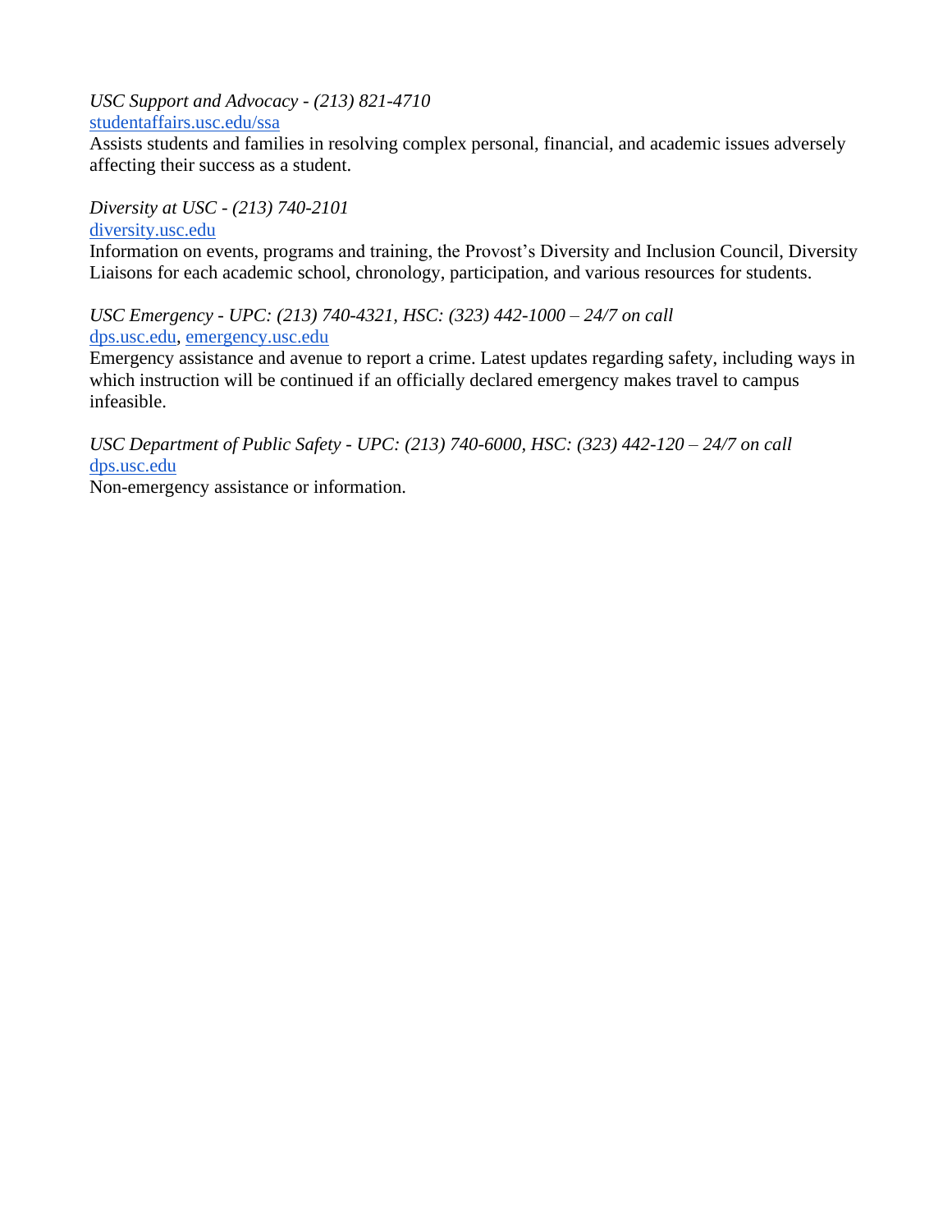*USC Support and Advocacy - (213) 821-4710*
studentaffairs.usc.edu/ssa
Assists students and families in resolving complex personal, financial, and academic issues adversely affecting their success as a student.

*Diversity at USC - (213) 740-2101*
diversity.usc.edu
Information on events, programs and training, the Provost's Diversity and Inclusion Council, Diversity Liaisons for each academic school, chronology, participation, and various resources for students.

*USC Emergency - UPC: (213) 740-4321, HSC: (323) 442-1000 – 24/7 on call*
dps.usc.edu, emergency.usc.edu
Emergency assistance and avenue to report a crime. Latest updates regarding safety, including ways in which instruction will be continued if an officially declared emergency makes travel to campus infeasible.

*USC Department of Public Safety - UPC: (213) 740-6000, HSC: (323) 442-120 – 24/7 on call*
dps.usc.edu
Non-emergency assistance or information.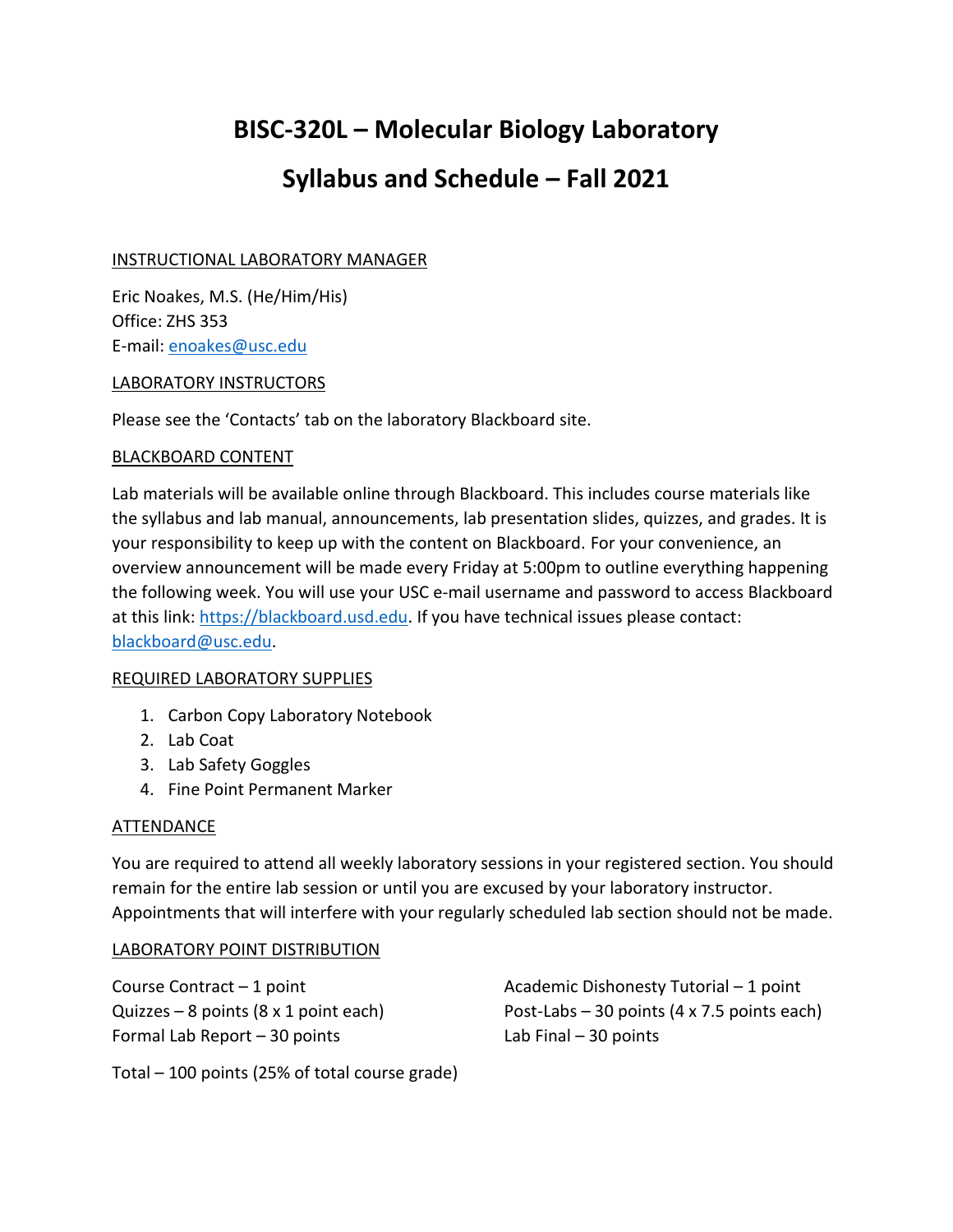# BISC-320L – Molecular Biology Laboratory

# Syllabus and Schedule – Fall 2021

## INSTRUCTIONAL LABORATORY MANAGER

Eric Noakes, M.S. (He/Him/His)
Office: ZHS 353
E-mail: enoakes@usc.edu

## LABORATORY INSTRUCTORS

Please see the 'Contacts' tab on the laboratory Blackboard site.

## BLACKBOARD CONTENT

Lab materials will be available online through Blackboard. This includes course materials like the syllabus and lab manual, announcements, lab presentation slides, quizzes, and grades. It is your responsibility to keep up with the content on Blackboard. For your convenience, an overview announcement will be made every Friday at 5:00pm to outline everything happening the following week. You will use your USC e-mail username and password to access Blackboard at this link: https://blackboard.usd.edu. If you have technical issues please contact: blackboard@usc.edu.

## REQUIRED LABORATORY SUPPLIES

1. Carbon Copy Laboratory Notebook
2. Lab Coat
3. Lab Safety Goggles
4. Fine Point Permanent Marker

## ATTENDANCE

You are required to attend all weekly laboratory sessions in your registered section. You should remain for the entire lab session or until you are excused by your laboratory instructor. Appointments that will interfere with your regularly scheduled lab section should not be made.

## LABORATORY POINT DISTRIBUTION

Course Contract – 1 point
Quizzes – 8 points (8 x 1 point each)
Formal Lab Report – 30 points
Academic Dishonesty Tutorial – 1 point
Post-Labs – 30 points (4 x 7.5 points each)
Lab Final – 30 points

Total – 100 points (25% of total course grade)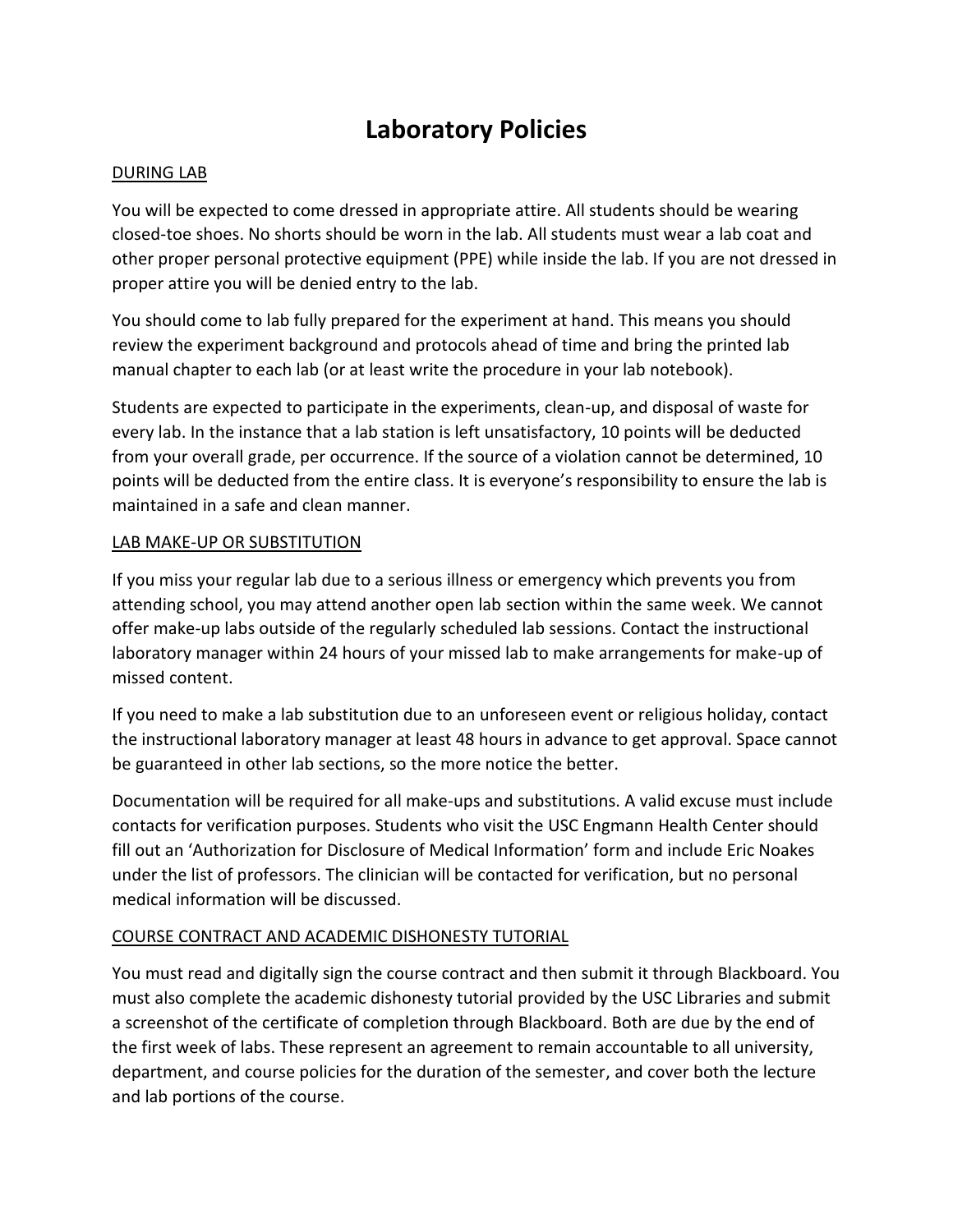# Laboratory Policies

## DURING LAB

You will be expected to come dressed in appropriate attire. All students should be wearing closed-toe shoes. No shorts should be worn in the lab. All students must wear a lab coat and other proper personal protective equipment (PPE) while inside the lab. If you are not dressed in proper attire you will be denied entry to the lab.

You should come to lab fully prepared for the experiment at hand. This means you should review the experiment background and protocols ahead of time and bring the printed lab manual chapter to each lab (or at least write the procedure in your lab notebook).

Students are expected to participate in the experiments, clean-up, and disposal of waste for every lab. In the instance that a lab station is left unsatisfactory, 10 points will be deducted from your overall grade, per occurrence. If the source of a violation cannot be determined, 10 points will be deducted from the entire class. It is everyone's responsibility to ensure the lab is maintained in a safe and clean manner.

## LAB MAKE-UP OR SUBSTITUTION

If you miss your regular lab due to a serious illness or emergency which prevents you from attending school, you may attend another open lab section within the same week. We cannot offer make-up labs outside of the regularly scheduled lab sessions. Contact the instructional laboratory manager within 24 hours of your missed lab to make arrangements for make-up of missed content.

If you need to make a lab substitution due to an unforeseen event or religious holiday, contact the instructional laboratory manager at least 48 hours in advance to get approval. Space cannot be guaranteed in other lab sections, so the more notice the better.

Documentation will be required for all make-ups and substitutions. A valid excuse must include contacts for verification purposes. Students who visit the USC Engmann Health Center should fill out an 'Authorization for Disclosure of Medical Information' form and include Eric Noakes under the list of professors. The clinician will be contacted for verification, but no personal medical information will be discussed.

## COURSE CONTRACT AND ACADEMIC DISHONESTY TUTORIAL

You must read and digitally sign the course contract and then submit it through Blackboard. You must also complete the academic dishonesty tutorial provided by the USC Libraries and submit a screenshot of the certificate of completion through Blackboard. Both are due by the end of the first week of labs. These represent an agreement to remain accountable to all university, department, and course policies for the duration of the semester, and cover both the lecture and lab portions of the course.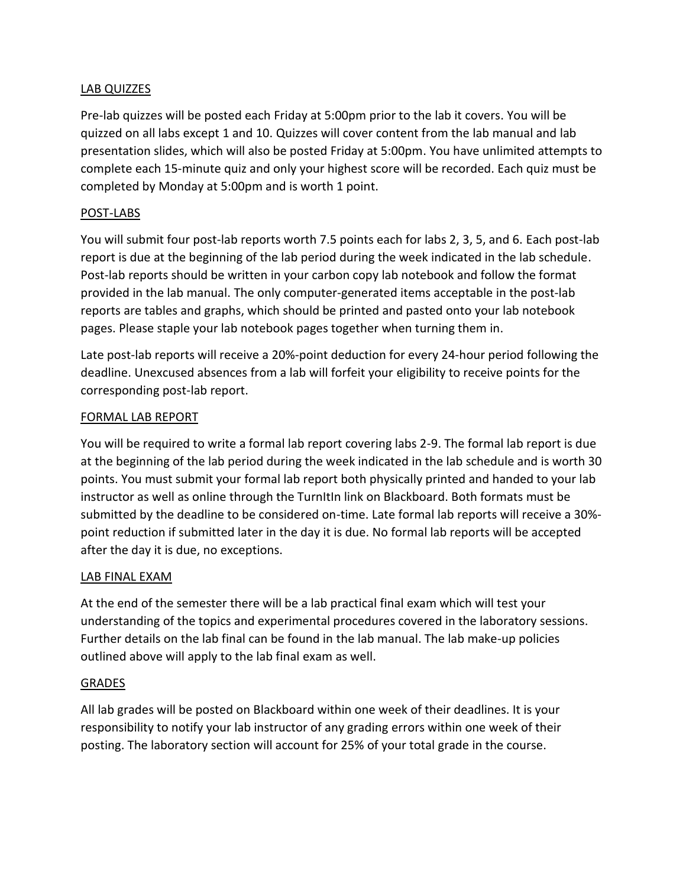## LAB QUIZZES

Pre-lab quizzes will be posted each Friday at 5:00pm prior to the lab it covers. You will be quizzed on all labs except 1 and 10. Quizzes will cover content from the lab manual and lab presentation slides, which will also be posted Friday at 5:00pm. You have unlimited attempts to complete each 15-minute quiz and only your highest score will be recorded. Each quiz must be completed by Monday at 5:00pm and is worth 1 point.

## POST-LABS

You will submit four post-lab reports worth 7.5 points each for labs 2, 3, 5, and 6. Each post-lab report is due at the beginning of the lab period during the week indicated in the lab schedule. Post-lab reports should be written in your carbon copy lab notebook and follow the format provided in the lab manual. The only computer-generated items acceptable in the post-lab reports are tables and graphs, which should be printed and pasted onto your lab notebook pages. Please staple your lab notebook pages together when turning them in.

Late post-lab reports will receive a 20%-point deduction for every 24-hour period following the deadline. Unexcused absences from a lab will forfeit your eligibility to receive points for the corresponding post-lab report.

## FORMAL LAB REPORT

You will be required to write a formal lab report covering labs 2-9. The formal lab report is due at the beginning of the lab period during the week indicated in the lab schedule and is worth 30 points. You must submit your formal lab report both physically printed and handed to your lab instructor as well as online through the TurnItIn link on Blackboard. Both formats must be submitted by the deadline to be considered on-time. Late formal lab reports will receive a 30%-point reduction if submitted later in the day it is due. No formal lab reports will be accepted after the day it is due, no exceptions.

## LAB FINAL EXAM

At the end of the semester there will be a lab practical final exam which will test your understanding of the topics and experimental procedures covered in the laboratory sessions. Further details on the lab final can be found in the lab manual. The lab make-up policies outlined above will apply to the lab final exam as well.

## GRADES

All lab grades will be posted on Blackboard within one week of their deadlines. It is your responsibility to notify your lab instructor of any grading errors within one week of their posting. The laboratory section will account for 25% of your total grade in the course.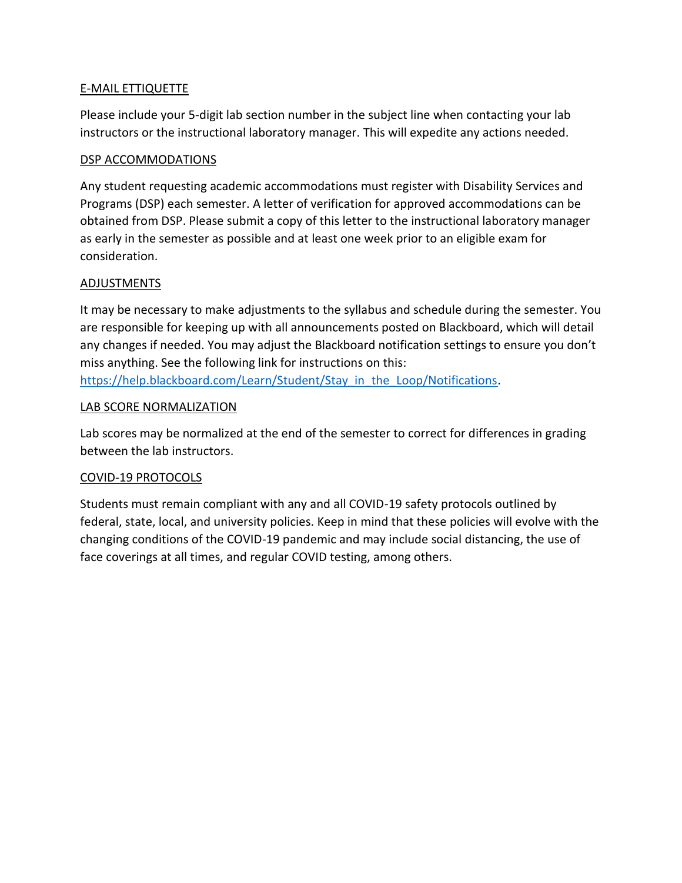## E-MAIL ETTIQUETTE

Please include your 5-digit lab section number in the subject line when contacting your lab instructors or the instructional laboratory manager. This will expedite any actions needed.

## DSP ACCOMMODATIONS

Any student requesting academic accommodations must register with Disability Services and Programs (DSP) each semester. A letter of verification for approved accommodations can be obtained from DSP. Please submit a copy of this letter to the instructional laboratory manager as early in the semester as possible and at least one week prior to an eligible exam for consideration.

## ADJUSTMENTS

It may be necessary to make adjustments to the syllabus and schedule during the semester. You are responsible for keeping up with all announcements posted on Blackboard, which will detail any changes if needed. You may adjust the Blackboard notification settings to ensure you don't miss anything. See the following link for instructions on this: [https://help.blackboard.com/Learn/Student/Stay_in_the_Loop/Notifications](https://help.blackboard.com/Learn/Student/Stay_in_the_Loop/Notifications).

## LAB SCORE NORMALIZATION

Lab scores may be normalized at the end of the semester to correct for differences in grading between the lab instructors.

## COVID-19 PROTOCOLS

Students must remain compliant with any and all COVID-19 safety protocols outlined by federal, state, local, and university policies. Keep in mind that these policies will evolve with the changing conditions of the COVID-19 pandemic and may include social distancing, the use of face coverings at all times, and regular COVID testing, among others.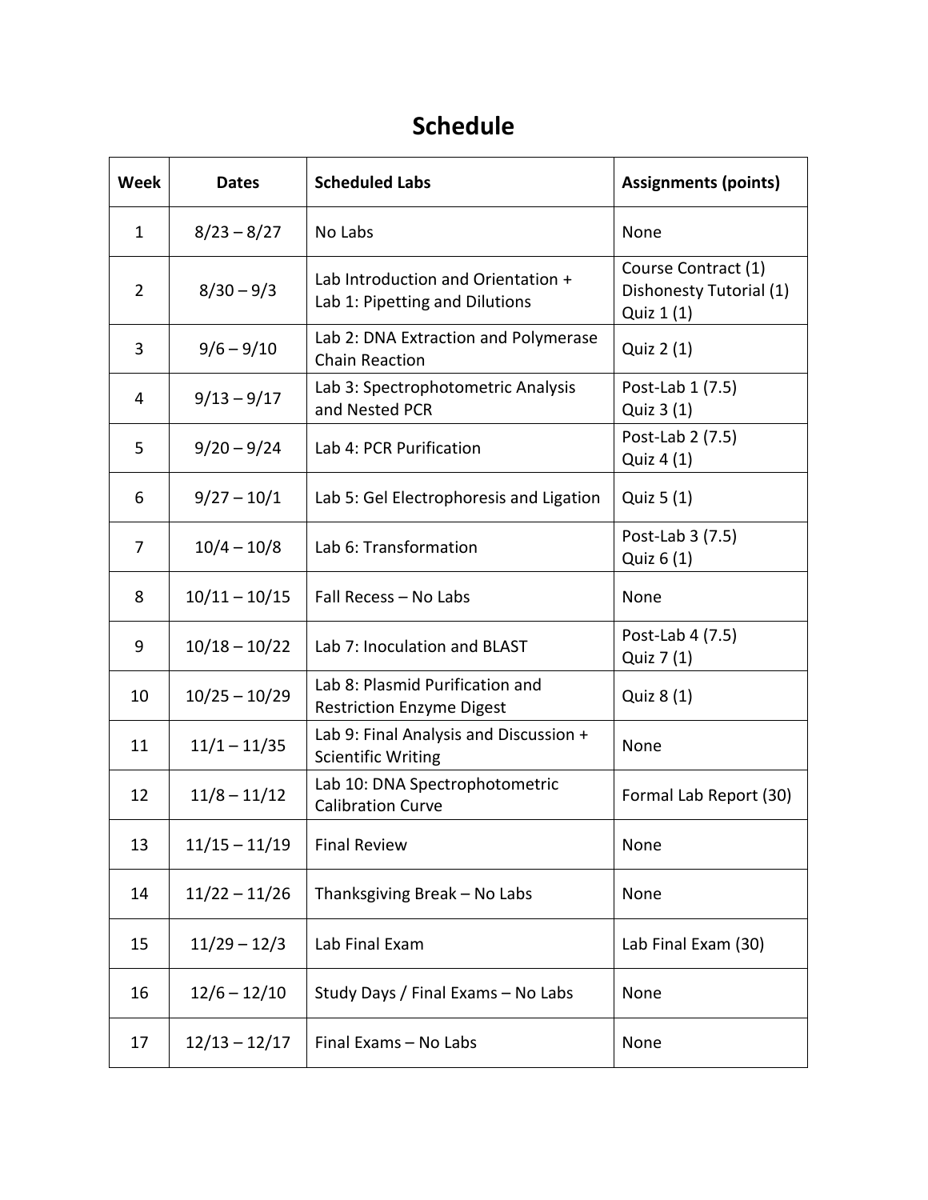# Schedule

| Week | Dates | Scheduled Labs | Assignments (points) |
|---|---|---|---|
| 1 | 8/23 – 8/27 | No Labs | None |
| 2 | 8/30 – 9/3 | Lab Introduction and Orientation + Lab 1: Pipetting and Dilutions | Course Contract (1) Dishonesty Tutorial (1) Quiz 1 (1) |
| 3 | 9/6 – 9/10 | Lab 2: DNA Extraction and Polymerase Chain Reaction | Quiz 2 (1) |
| 4 | 9/13 – 9/17 | Lab 3: Spectrophotometric Analysis and Nested PCR | Post-Lab 1 (7.5) Quiz 3 (1) |
| 5 | 9/20 – 9/24 | Lab 4: PCR Purification | Post-Lab 2 (7.5) Quiz 4 (1) |
| 6 | 9/27 – 10/1 | Lab 5: Gel Electrophoresis and Ligation | Quiz 5 (1) |
| 7 | 10/4 – 10/8 | Lab 6: Transformation | Post-Lab 3 (7.5) Quiz 6 (1) |
| 8 | 10/11 – 10/15 | Fall Recess – No Labs | None |
| 9 | 10/18 – 10/22 | Lab 7: Inoculation and BLAST | Post-Lab 4 (7.5) Quiz 7 (1) |
| 10 | 10/25 – 10/29 | Lab 8: Plasmid Purification and Restriction Enzyme Digest | Quiz 8 (1) |
| 11 | 11/1 – 11/35 | Lab 9: Final Analysis and Discussion + Scientific Writing | None |
| 12 | 11/8 – 11/12 | Lab 10: DNA Spectrophotometric Calibration Curve | Formal Lab Report (30) |
| 13 | 11/15 – 11/19 | Final Review | None |
| 14 | 11/22 – 11/26 | Thanksgiving Break – No Labs | None |
| 15 | 11/29 – 12/3 | Lab Final Exam | Lab Final Exam (30) |
| 16 | 12/6 – 12/10 | Study Days / Final Exams – No Labs | None |
| 17 | 12/13 – 12/17 | Final Exams – No Labs | None |